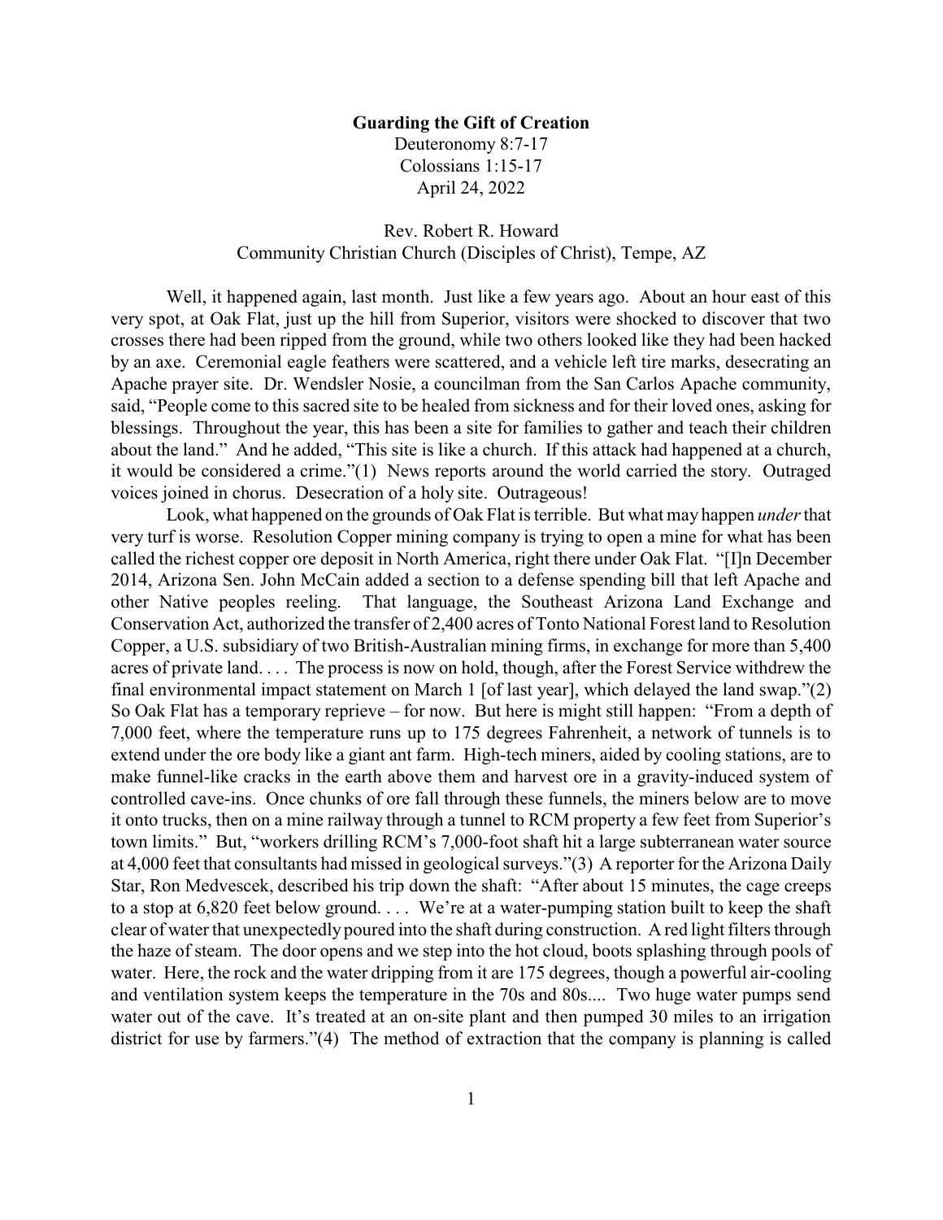**Guarding the Gift of Creation**

Deuteronomy 8:7-17
Colossians 1:15-17
April 24, 2022

Rev. Robert R. Howard
Community Christian Church (Disciples of Christ), Tempe, AZ

Well, it happened again, last month. Just like a few years ago. About an hour east of this very spot, at Oak Flat, just up the hill from Superior, visitors were shocked to discover that two crosses there had been ripped from the ground, while two others looked like they had been hacked by an axe. Ceremonial eagle feathers were scattered, and a vehicle left tire marks, desecrating an Apache prayer site. Dr. Wendsler Nosie, a councilman from the San Carlos Apache community, said, "People come to this sacred site to be healed from sickness and for their loved ones, asking for blessings. Throughout the year, this has been a site for families to gather and teach their children about the land." And he added, "This site is like a church. If this attack had happened at a church, it would be considered a crime."(1) News reports around the world carried the story. Outraged voices joined in chorus. Desecration of a holy site. Outrageous!

Look, what happened on the grounds of Oak Flat is terrible. But what may happen *under* that very turf is worse. Resolution Copper mining company is trying to open a mine for what has been called the richest copper ore deposit in North America, right there under Oak Flat. "[I]n December 2014, Arizona Sen. John McCain added a section to a defense spending bill that left Apache and other Native peoples reeling. That language, the Southeast Arizona Land Exchange and Conservation Act, authorized the transfer of 2,400 acres of Tonto National Forest land to Resolution Copper, a U.S. subsidiary of two British-Australian mining firms, in exchange for more than 5,400 acres of private land. . . . The process is now on hold, though, after the Forest Service withdrew the final environmental impact statement on March 1 [of last year], which delayed the land swap."(2) So Oak Flat has a temporary reprieve – for now. But here is might still happen: "From a depth of 7,000 feet, where the temperature runs up to 175 degrees Fahrenheit, a network of tunnels is to extend under the ore body like a giant ant farm. High-tech miners, aided by cooling stations, are to make funnel-like cracks in the earth above them and harvest ore in a gravity-induced system of controlled cave-ins. Once chunks of ore fall through these funnels, the miners below are to move it onto trucks, then on a mine railway through a tunnel to RCM property a few feet from Superior's town limits." But, "workers drilling RCM's 7,000-foot shaft hit a large subterranean water source at 4,000 feet that consultants had missed in geological surveys."(3) A reporter for the Arizona Daily Star, Ron Medvescek, described his trip down the shaft: "After about 15 minutes, the cage creeps to a stop at 6,820 feet below ground. . . . We're at a water-pumping station built to keep the shaft clear of water that unexpectedly poured into the shaft during construction. A red light filters through the haze of steam. The door opens and we step into the hot cloud, boots splashing through pools of water. Here, the rock and the water dripping from it are 175 degrees, though a powerful air-cooling and ventilation system keeps the temperature in the 70s and 80s.... Two huge water pumps send water out of the cave. It's treated at an on-site plant and then pumped 30 miles to an irrigation district for use by farmers."(4) The method of extraction that the company is planning is called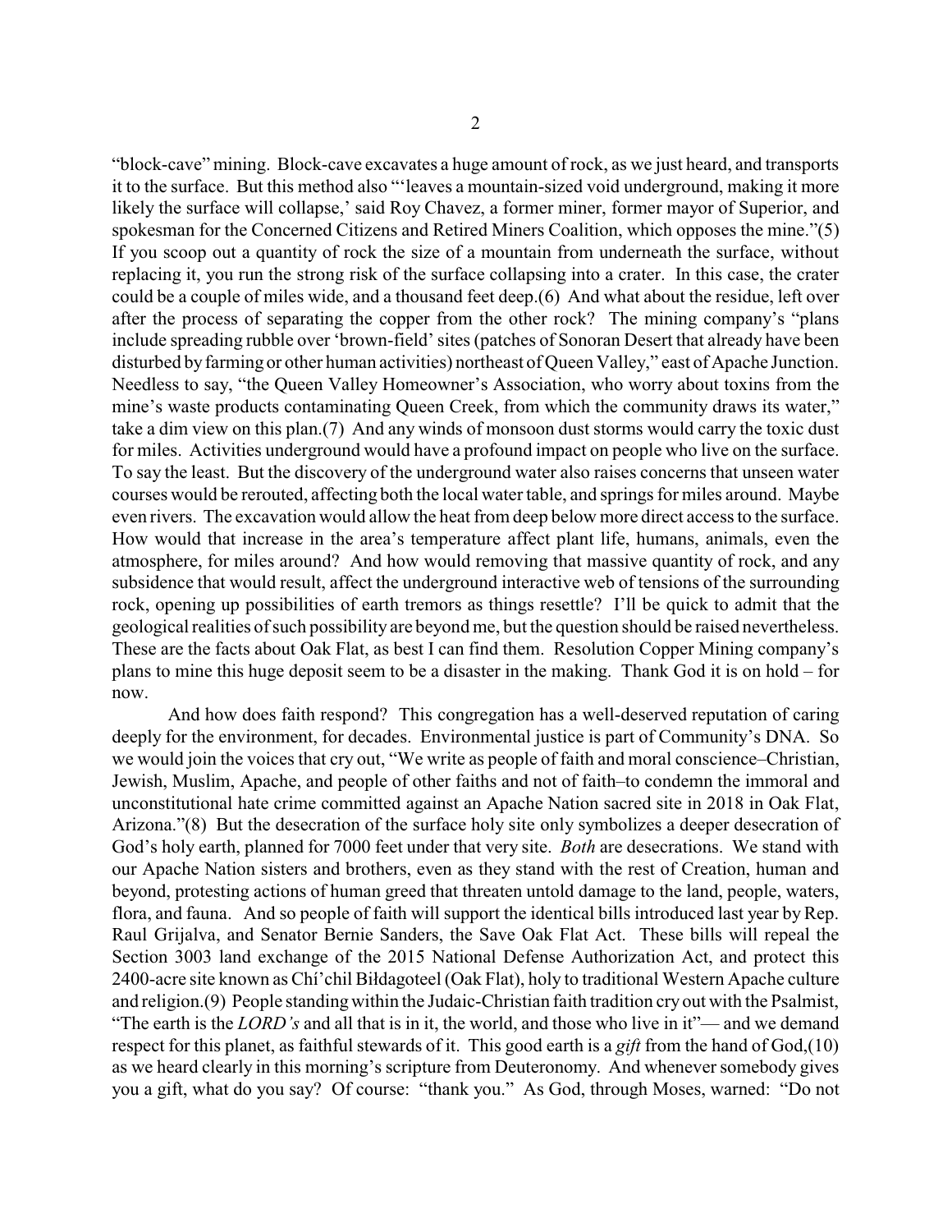"block-cave" mining. Block-cave excavates a huge amount of rock, as we just heard, and transports it to the surface. But this method also "'leaves a mountain-sized void underground, making it more likely the surface will collapse,' said Roy Chavez, a former miner, former mayor of Superior, and spokesman for the Concerned Citizens and Retired Miners Coalition, which opposes the mine."(5) If you scoop out a quantity of rock the size of a mountain from underneath the surface, without replacing it, you run the strong risk of the surface collapsing into a crater. In this case, the crater could be a couple of miles wide, and a thousand feet deep.(6) And what about the residue, left over after the process of separating the copper from the other rock? The mining company's "plans include spreading rubble over 'brown-field' sites (patches of Sonoran Desert that already have been disturbed by farming or other human activities) northeast of Queen Valley," east of Apache Junction. Needless to say, "the Queen Valley Homeowner's Association, who worry about toxins from the mine's waste products contaminating Queen Creek, from which the community draws its water," take a dim view on this plan.(7) And any winds of monsoon dust storms would carry the toxic dust for miles. Activities underground would have a profound impact on people who live on the surface. To say the least. But the discovery of the underground water also raises concerns that unseen water courses would be rerouted, affecting both the local water table, and springs for miles around. Maybe even rivers. The excavation would allow the heat from deep below more direct access to the surface. How would that increase in the area's temperature affect plant life, humans, animals, even the atmosphere, for miles around? And how would removing that massive quantity of rock, and any subsidence that would result, affect the underground interactive web of tensions of the surrounding rock, opening up possibilities of earth tremors as things resettle? I'll be quick to admit that the geological realities of such possibility are beyond me, but the question should be raised nevertheless. These are the facts about Oak Flat, as best I can find them. Resolution Copper Mining company's plans to mine this huge deposit seem to be a disaster in the making. Thank God it is on hold – for now.

And how does faith respond? This congregation has a well-deserved reputation of caring deeply for the environment, for decades. Environmental justice is part of Community's DNA. So we would join the voices that cry out, "We write as people of faith and moral conscience–Christian, Jewish, Muslim, Apache, and people of other faiths and not of faith–to condemn the immoral and unconstitutional hate crime committed against an Apache Nation sacred site in 2018 in Oak Flat, Arizona."(8) But the desecration of the surface holy site only symbolizes a deeper desecration of God's holy earth, planned for 7000 feet under that very site. *Both* are desecrations. We stand with our Apache Nation sisters and brothers, even as they stand with the rest of Creation, human and beyond, protesting actions of human greed that threaten untold damage to the land, people, waters, flora, and fauna. And so people of faith will support the identical bills introduced last year by Rep. Raul Grijalva, and Senator Bernie Sanders, the Save Oak Flat Act. These bills will repeal the Section 3003 land exchange of the 2015 National Defense Authorization Act, and protect this 2400-acre site known as Chí'chil Biłdagoteel (Oak Flat), holy to traditional Western Apache culture and religion.(9) People standing within the Judaic-Christian faith tradition cry out with the Psalmist, "The earth is the *LORD's* and all that is in it, the world, and those who live in it"— and we demand respect for this planet, as faithful stewards of it. This good earth is a *gift* from the hand of God,(10) as we heard clearly in this morning's scripture from Deuteronomy. And whenever somebody gives you a gift, what do you say? Of course: "thank you." As God, through Moses, warned: "Do not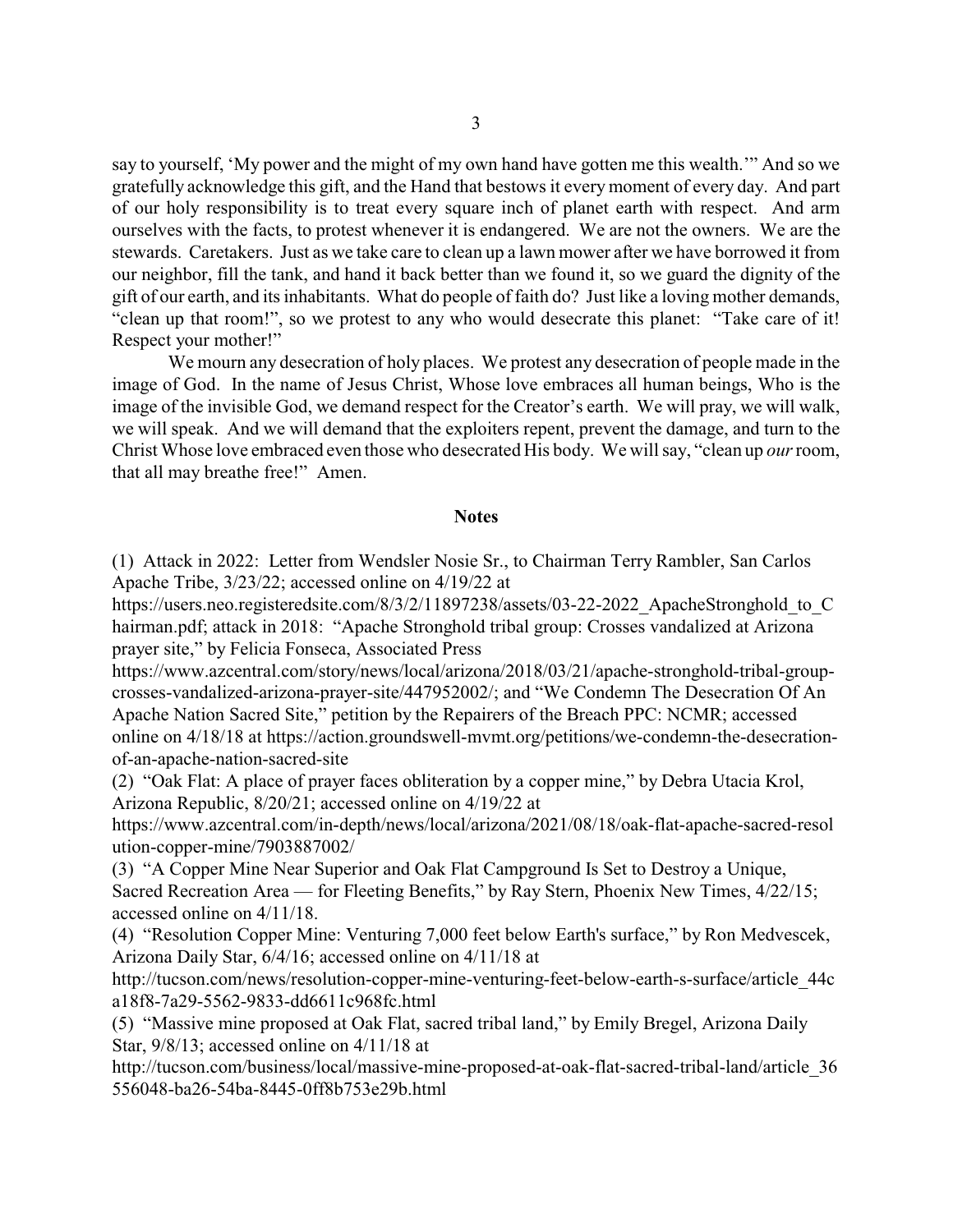say to yourself, 'My power and the might of my own hand have gotten me this wealth.'" And so we gratefully acknowledge this gift, and the Hand that bestows it every moment of every day. And part of our holy responsibility is to treat every square inch of planet earth with respect. And arm ourselves with the facts, to protest whenever it is endangered. We are not the owners. We are the stewards. Caretakers. Just as we take care to clean up a lawn mower after we have borrowed it from our neighbor, fill the tank, and hand it back better than we found it, so we guard the dignity of the gift of our earth, and its inhabitants. What do people of faith do? Just like a loving mother demands, "clean up that room!", so we protest to any who would desecrate this planet: "Take care of it! Respect your mother!"

We mourn any desecration of holy places. We protest any desecration of people made in the image of God. In the name of Jesus Christ, Whose love embraces all human beings, Who is the image of the invisible God, we demand respect for the Creator's earth. We will pray, we will walk, we will speak. And we will demand that the exploiters repent, prevent the damage, and turn to the Christ Whose love embraced even those who desecrated His body. We will say, "clean up *our* room, that all may breathe free!" Amen.

## Notes

(1) Attack in 2022: Letter from Wendsler Nosie Sr., to Chairman Terry Rambler, San Carlos Apache Tribe, 3/23/22; accessed online on 4/19/22 at https://users.neo.registeredsite.com/8/3/2/11897238/assets/03-22-2022_ApacheStronghold_to_Chairman.pdf; attack in 2018: "Apache Stronghold tribal group: Crosses vandalized at Arizona prayer site," by Felicia Fonseca, Associated Press https://www.azcentral.com/story/news/local/arizona/2018/03/21/apache-stronghold-tribal-group-crosses-vandalized-arizona-prayer-site/447952002/; and "We Condemn The Desecration Of An Apache Nation Sacred Site," petition by the Repairers of the Breach PPC: NCMR; accessed online on 4/18/18 at https://action.groundswell-mvmt.org/petitions/we-condemn-the-desecration-of-an-apache-nation-sacred-site

(2) "Oak Flat: A place of prayer faces obliteration by a copper mine," by Debra Utacia Krol, Arizona Republic, 8/20/21; accessed online on 4/19/22 at https://www.azcentral.com/in-depth/news/local/arizona/2021/08/18/oak-flat-apache-sacred-resolution-copper-mine/7903887002/

(3) "A Copper Mine Near Superior and Oak Flat Campground Is Set to Destroy a Unique, Sacred Recreation Area — for Fleeting Benefits," by Ray Stern, Phoenix New Times, 4/22/15; accessed online on 4/11/18.

(4) "Resolution Copper Mine: Venturing 7,000 feet below Earth's surface," by Ron Medvescek, Arizona Daily Star, 6/4/16; accessed online on 4/11/18 at http://tucson.com/news/resolution-copper-mine-venturing-feet-below-earth-s-surface/article_44ca18f8-7a29-5562-9833-dd6611c968fc.html

(5) "Massive mine proposed at Oak Flat, sacred tribal land," by Emily Bregel, Arizona Daily Star, 9/8/13; accessed online on 4/11/18 at http://tucson.com/business/local/massive-mine-proposed-at-oak-flat-sacred-tribal-land/article_36556048-ba26-54ba-8445-0ff8b753e29b.html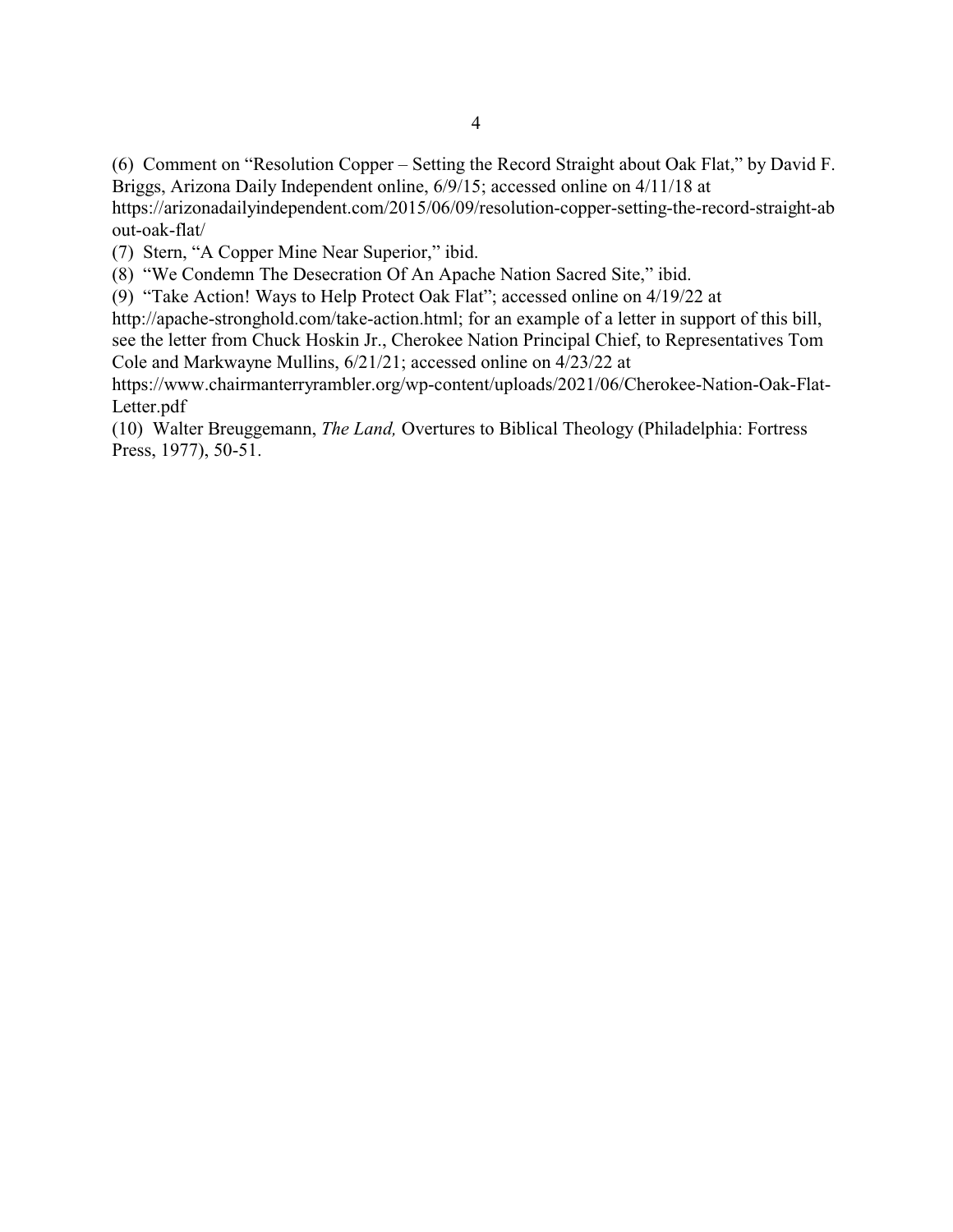(6) Comment on "Resolution Copper – Setting the Record Straight about Oak Flat," by David F. Briggs, Arizona Daily Independent online, 6/9/15; accessed online on 4/11/18 at https://arizonadailyindependent.com/2015/06/09/resolution-copper-setting-the-record-straight-about-oak-flat/

(7) Stern, "A Copper Mine Near Superior," ibid.

(8) "We Condemn The Desecration Of An Apache Nation Sacred Site," ibid.

(9) "Take Action! Ways to Help Protect Oak Flat"; accessed online on 4/19/22 at http://apache-stronghold.com/take-action.html; for an example of a letter in support of this bill, see the letter from Chuck Hoskin Jr., Cherokee Nation Principal Chief, to Representatives Tom Cole and Markwayne Mullins, 6/21/21; accessed online on 4/23/22 at https://www.chairmanterryrambler.org/wp-content/uploads/2021/06/Cherokee-Nation-Oak-Flat-Letter.pdf

(10) Walter Breuggemann, *The Land,* Overtures to Biblical Theology (Philadelphia: Fortress Press, 1977), 50-51.